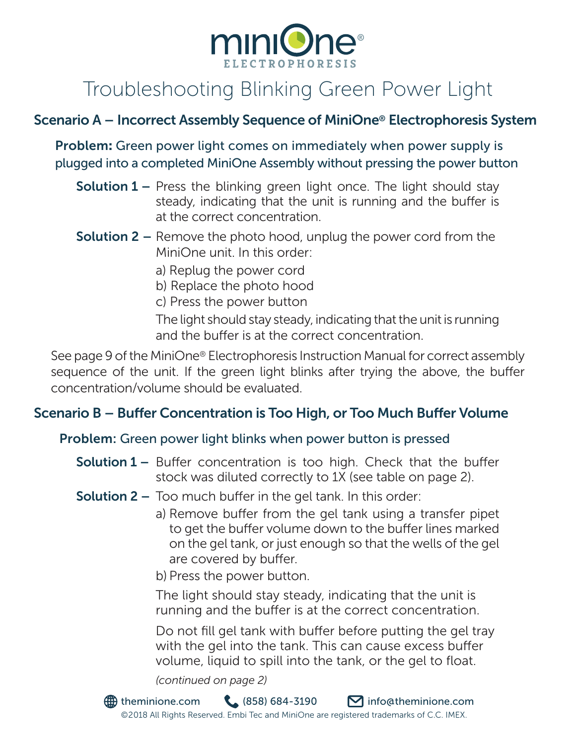# miniOne® ELECTROPHORESIS

## Troubleshooting Blinking Green Power Light

### Scenario A – Incorrect Assembly Sequence of MiniOne® Electrophoresis System

**Problem:** Green power light comes on immediately when power supply is plugged into a completed MiniOne Assembly without pressing the power button

**Solution 1 –** Press the blinking green light once. The light should stay steady, indicating that the unit is running and the buffer is at the correct concentration.

**Solution 2 –** Remove the photo hood, unplug the power cord from the MiniOne unit. In this order:

a) Replug the power cord
b) Replace the photo hood
c) Press the power button

The light should stay steady, indicating that the unit is running and the buffer is at the correct concentration.

See page 9 of the MiniOne® Electrophoresis Instruction Manual for correct assembly sequence of the unit. If the green light blinks after trying the above, the buffer concentration/volume should be evaluated.

### Scenario B – Buffer Concentration is Too High, or Too Much Buffer Volume

**Problem:** Green power light blinks when power button is pressed

**Solution 1 –** Buffer concentration is too high. Check that the buffer stock was diluted correctly to 1X (see table on page 2).

**Solution 2 –** Too much buffer in the gel tank. In this order:

a) Remove buffer from the gel tank using a transfer pipet to get the buffer volume down to the buffer lines marked on the gel tank, or just enough so that the wells of the gel are covered by buffer.
b) Press the power button.

The light should stay steady, indicating that the unit is running and the buffer is at the correct concentration.

Do not fill gel tank with buffer before putting the gel tray with the gel into the tank. This can cause excess buffer volume, liquid to spill into the tank, or the gel to float.

*(continued on page 2)*

theminione.com (858) 684-3190 info@theminione.com
©2018 All Rights Reserved. Embi Tec and MiniOne are registered trademarks of C.C. IMEX.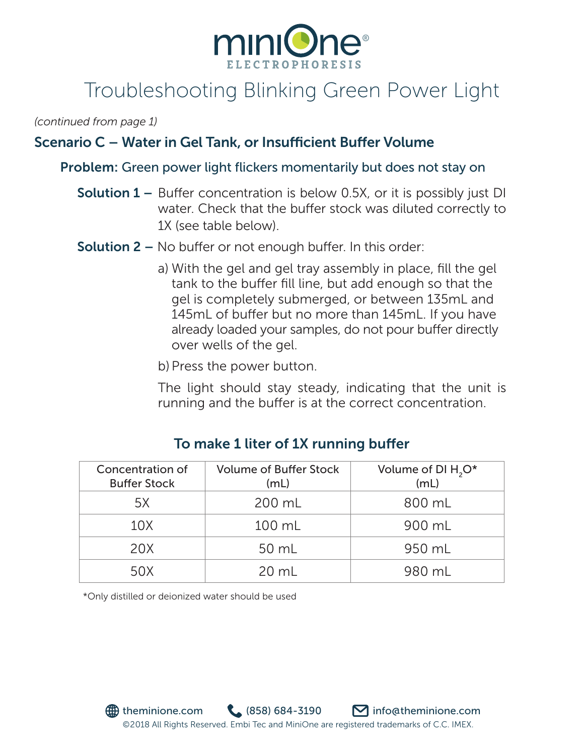# Troubleshooting Blinking Green Power Light

*(continued from page 1)*

## Scenario C – Water in Gel Tank, or Insufficient Buffer Volume

**Problem:** Green power light flickers momentarily but does not stay on

**Solution 1 –** Buffer concentration is below 0.5X, or it is possibly just DI water. Check that the buffer stock was diluted correctly to 1X (see table below).

**Solution 2 –** No buffer or not enough buffer. In this order:

a) With the gel and gel tray assembly in place, fill the gel tank to the buffer fill line, but add enough so that the gel is completely submerged, or between 135mL and 145mL of buffer but no more than 145mL. If you have already loaded your samples, do not pour buffer directly over wells of the gel.

b) Press the power button.

The light should stay steady, indicating that the unit is running and the buffer is at the correct concentration.

### To make 1 liter of 1X running buffer

| Concentration of Buffer Stock | Volume of Buffer Stock (mL) | Volume of DI $H_2O$* (mL) |
|---|---|---|
| 5X | 200 mL | 800 mL |
| 10X | 100 mL | 900 mL |
| 20X | 50 mL | 950 mL |
| 50X | 20 mL | 980 mL |

*Only distilled or deionized water should be used

theminione.com (858) 684-3190 info@theminione.com

©2018 All Rights Reserved. Embi Tec and MiniOne are registered trademarks of C.C. IMEX.